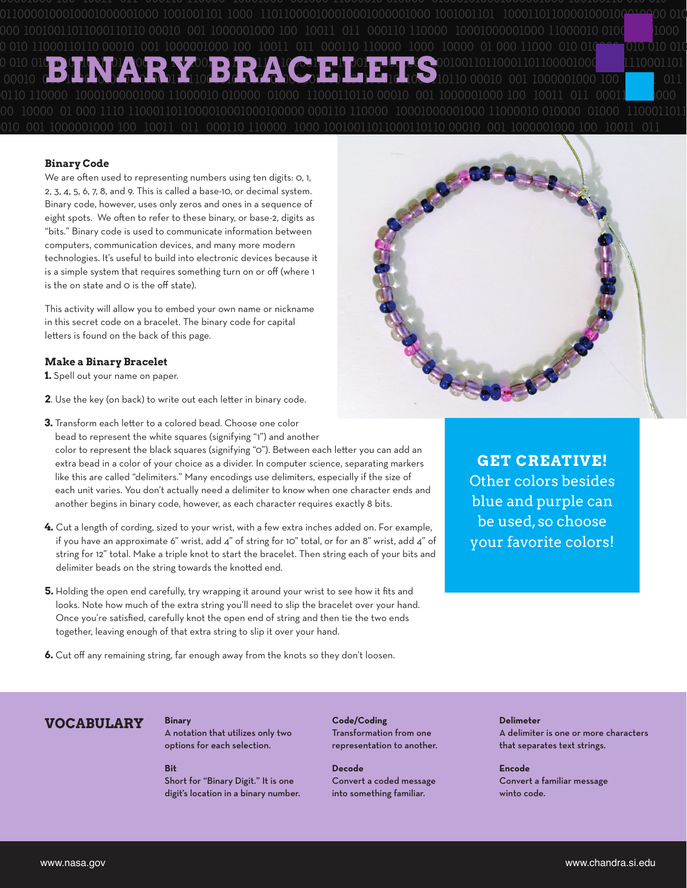# BINARY BRACELETS

## Binary Code

We are often used to representing numbers using ten digits: 0, 1, 2, 3, 4, 5, 6, 7, 8, and 9. This is called a base-10, or decimal system. Binary code, however, uses only zeros and ones in a sequence of eight spots. We often to refer to these binary, or base-2, digits as "bits." Binary code is used to communicate information between computers, communication devices, and many more modern technologies. It's useful to build into electronic devices because it is a simple system that requires something turn on or off (where 1 is the on state and 0 is the off state).

This activity will allow you to embed your own name or nickname in this secret code on a bracelet. The binary code for capital letters is found on the back of this page.

## Make a Binary Bracelet

**1.** Spell out your name on paper.

**2**. Use the key (on back) to write out each letter in binary code.

**3.** Transform each letter to a colored bead. Choose one color bead to represent the white squares (signifying "1") and another color to represent the black squares (signifying "0"). Between each letter you can add an extra bead in a color of your choice as a divider. In computer science, separating markers like this are called "delimiters." Many encodings use delimiters, especially if the size of each unit varies. You don't actually need a delimiter to know when one character ends and another begins in binary code, however, as each character requires exactly 8 bits.

**4.** Cut a length of cording, sized to your wrist, with a few extra inches added on. For example, if you have an approximate 6" wrist, add 4" of string for 10" total, or for an 8" wrist, add 4" of string for 12" total. Make a triple knot to start the bracelet. Then string each of your bits and delimiter beads on the string towards the knotted end.

**5.** Holding the open end carefully, try wrapping it around your wrist to see how it fits and looks. Note how much of the extra string you'll need to slip the bracelet over your hand. Once you're satisfied, carefully knot the open end of string and then tie the two ends together, leaving enough of that extra string to slip it over your hand.

**6.** Cut off any remaining string, far enough away from the knots so they don't loosen.

**GET CREATIVE!**
Other colors besides blue and purple can be used, so choose your favorite colors!

## VOCABULARY

**Binary**
A notation that utilizes only two options for each selection.

**Bit**
Short for "Binary Digit." It is one digit's location in a binary number.

**Code/Coding**
Transformation from one representation to another.

**Decode**
Convert a coded message into something familiar.

**Delimeter**
A delimiter is one or more characters that separates text strings.

**Encode**
Convert a familiar message winto code.

www.nasa.gov

www.chandra.si.edu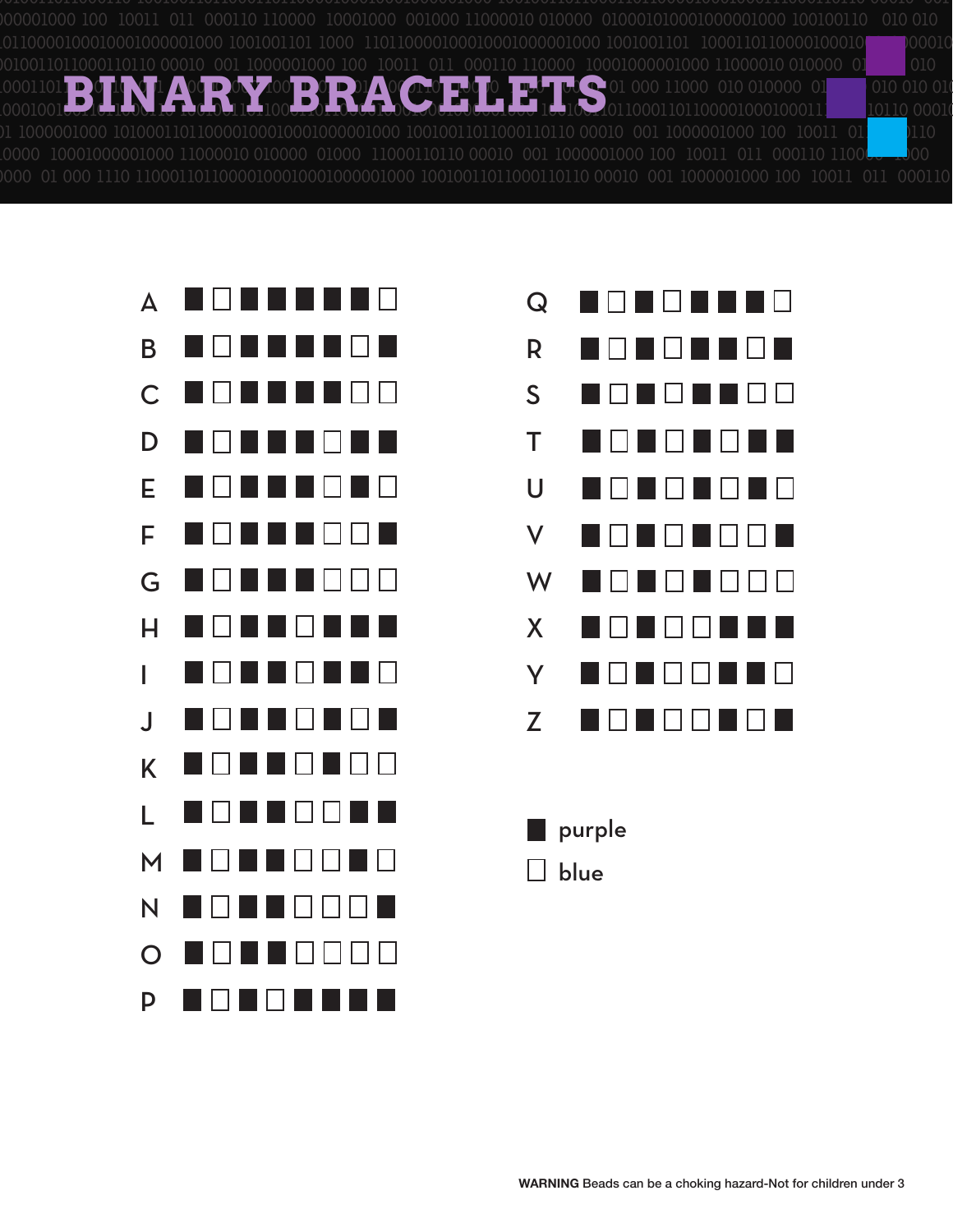# BINARY BRACELETS

A ■□■■■■■□

B ■□■■■■□■

C ■□■■■■□□

D ■□■■■□■■

E ■□■■■□■□

F ■□■■■□□■

G ■□■■■□□□

H ■□■■□■■■

I ■□■■□■■□

J ■□■■□■□■

K ■□■■□■□□

L ■□■■□□■■

M ■□■■□□■□

N ■□■■□□□■

O ■□■■□□□□

P ■□■□■■■■

Q ■□■□■■■□

R ■□■□■■□■

S ■□■□■■□□

T ■□■□■□■■

U ■□■□■□■□

V ■□■□■□□■

W ■□■□■□□□

X ■□■□□■■■

Y ■□■□□■■□

Z ■□■□□■□■

■ purple

□ blue

**WARNING** Beads can be a choking hazard-Not for children under 3